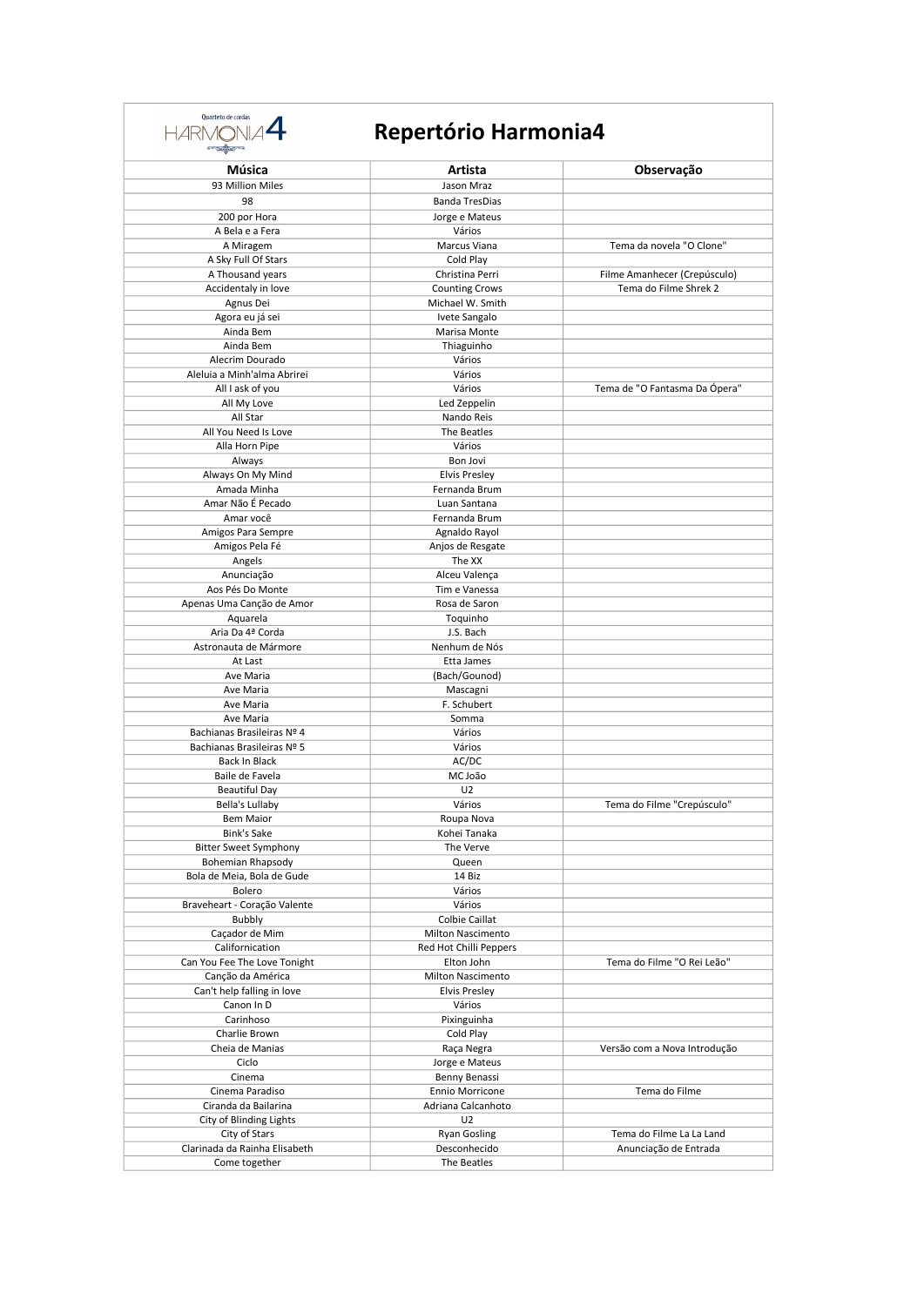# Repertório Harmonia4

| Música | Artista | Observação |
|---|---|---|
| 93 Million Miles | Jason Mraz | |
| 98 | Banda TresDias | |
| 200 por Hora | Jorge e Mateus | |
| A Bela e a Fera | Vários | |
| A Miragem | Marcus Viana | Tema da novela "O Clone" |
| A Sky Full Of Stars | Cold Play | |
| A Thousand years | Christina Perri | Filme Amanhecer (Crepúsculo) |
| Accidentaly in love | Counting Crows | Tema do Filme Shrek 2 |
| Agnus Dei | Michael W. Smith | |
| Agora eu já sei | Ivete Sangalo | |
| Ainda Bem | Marisa Monte | |
| Ainda Bem | Thiaguinho | |
| Alecrim Dourado | Vários | |
| Aleluia a Minh'alma Abrirei | Vários | |
| All I ask of you | Vários | Tema de "O Fantasma Da Ópera" |
| All My Love | Led Zeppelin | |
| All Star | Nando Reis | |
| All You Need Is Love | The Beatles | |
| Alla Horn Pipe | Vários | |
| Always | Bon Jovi | |
| Always On My Mind | Elvis Presley | |
| Amada Minha | Fernanda Brum | |
| Amar Não É Pecado | Luan Santana | |
| Amar você | Fernanda Brum | |
| Amigos Para Sempre | Agnaldo Rayol | |
| Amigos Pela Fé | Anjos de Resgate | |
| Angels | The XX | |
| Anunciação | Alceu Valença | |
| Aos Pés Do Monte | Tim e Vanessa | |
| Apenas Uma Canção de Amor | Rosa de Saron | |
| Aquarela | Toquinho | |
| Aria Da 4ª Corda | J.S. Bach | |
| Astronauta de Mármore | Nenhum de Nós | |
| At Last | Etta James | |
| Ave Maria | (Bach/Gounod) | |
| Ave Maria | Mascagni | |
| Ave Maria | F. Schubert | |
| Ave Maria | Somma | |
| Bachianas Brasileiras Nº 4 | Vários | |
| Bachianas Brasileiras Nº 5 | Vários | |
| Back In Black | AC/DC | |
| Baile de Favela | MC João | |
| Beautiful Day | U2 | |
| Bella's Lullaby | Vários | Tema do Filme "Crepúsculo" |
| Bem Maior | Roupa Nova | |
| Bink's Sake | Kohei Tanaka | |
| Bitter Sweet Symphony | The Verve | |
| Bohemian Rhapsody | Queen | |
| Bola de Meia, Bola de Gude | 14 Biz | |
| Bolero | Vários | |
| Braveheart - Coração Valente | Vários | |
| Bubbly | Colbie Caillat | |
| Caçador de Mim | Milton Nascimento | |
| Californication | Red Hot Chilli Peppers | |
| Can You Fee The Love Tonight | Elton John | Tema do Filme "O Rei Leão" |
| Canção da América | Milton Nascimento | |
| Can't help falling in love | Elvis Presley | |
| Canon In D | Vários | |
| Carinhoso | Pixinguinha | |
| Charlie Brown | Cold Play | |
| Cheia de Manias | Raça Negra | Versão com a Nova Introdução |
| Ciclo | Jorge e Mateus | |
| Cinema | Benny Benassi | |
| Cinema Paradiso | Ennio Morricone | Tema do Filme |
| Ciranda da Bailarina | Adriana Calcanhoto | |
| City of Blinding Lights | U2 | |
| City of Stars | Ryan Gosling | Tema do Filme La La Land |
| Clarinada da Rainha Elisabeth | Desconhecido | Anunciação de Entrada |
| Come together | The Beatles | |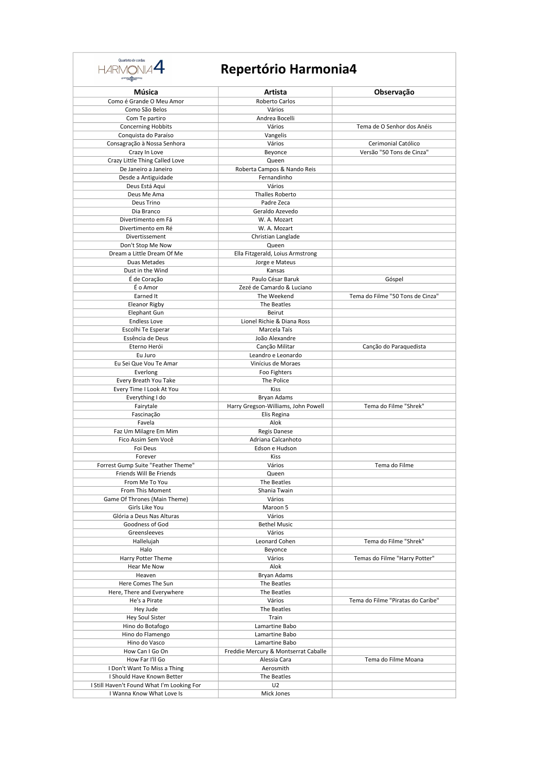# Repertório Harmonia4

| Música | Artista | Observação |
|---|---|---|
| Como é Grande O Meu Amor | Roberto Carlos | |
| Como São Belos | Vários | |
| Com Te partiro | Andrea Bocelli | |
| Concerning Hobbits | Vários | Tema de O Senhor dos Anéis |
| Conquista do Paraíso | Vangelis | |
| Consagração à Nossa Senhora | Vários | Cerimonial Católico |
| Crazy In Love | Beyonce | Versão "50 Tons de Cinza" |
| Crazy Little Thing Called Love | Queen | |
| De Janeiro a Janeiro | Roberta Campos & Nando Reis | |
| Desde a Antiguidade | Fernandinho | |
| Deus Está Aqui | Vários | |
| Deus Me Ama | Thalles Roberto | |
| Deus Trino | Padre Zeca | |
| Dia Branco | Geraldo Azevedo | |
| Divertimento em Fá | W. A. Mozart | |
| Divertimento em Ré | W. A. Mozart | |
| Divertissement | Christian Langlade | |
| Don't Stop Me Now | Queen | |
| Dream a Little Dream Of Me | Ella Fitzgerald, Loius Armstrong | |
| Duas Metades | Jorge e Mateus | |
| Dust in the Wind | Kansas | |
| É de Coração | Paulo César Baruk | Góspel |
| É o Amor | Zezé de Camardo & Luciano | |
| Earned It | The Weekend | Tema do Filme "50 Tons de Cinza" |
| Eleanor Rigby | The Beatles | |
| Elephant Gun | Beirut | |
| Endless Love | Lionel Richie & Diana Ross | |
| Escolhi Te Esperar | Marcela Taís | |
| Essência de Deus | João Alexandre | |
| Eterno Herói | Canção Militar | Canção do Paraquedista |
| Eu Juro | Leandro e Leonardo | |
| Eu Sei Que Vou Te Amar | Vinícius de Moraes | |
| Everlong | Foo Fighters | |
| Every Breath You Take | The Police | |
| Every Time I Look At You | Kiss | |
| Everything I do | Bryan Adams | |
| Fairytale | Harry Gregson-Williams, John Powell | Tema do Filme "Shrek" |
| Fascinação | Elis Regina | |
| Favela | Alok | |
| Faz Um Milagre Em Mim | Regis Danese | |
| Fico Assim Sem Você | Adriana Calcanhoto | |
| Foi Deus | Edson e Hudson | |
| Forever | Kiss | |
| Forrest Gump Suite "Feather Theme" | Vários | Tema do Filme |
| Friends Will Be Friends | Queen | |
| From Me To You | The Beatles | |
| From This Moment | Shania Twain | |
| Game Of Thrones (Main Theme) | Vários | |
| Girls Like You | Maroon 5 | |
| Glória a Deus Nas Alturas | Vários | |
| Goodness of God | Bethel Music | |
| Greensleeves | Vários | |
| Hallelujah | Leonard Cohen | Tema do Filme "Shrek" |
| Halo | Beyonce | |
| Harry Potter Theme | Vários | Temas do Filme "Harry Potter" |
| Hear Me Now | Alok | |
| Heaven | Bryan Adams | |
| Here Comes The Sun | The Beatles | |
| Here, There and Everywhere | The Beatles | |
| He's a Pirate | Vários | Tema do Filme "Piratas do Caribe" |
| Hey Jude | The Beatles | |
| Hey Soul Sister | Train | |
| Hino do Botafogo | Lamartine Babo | |
| Hino do Flamengo | Lamartine Babo | |
| Hino do Vasco | Lamartine Babo | |
| How Can I Go On | Freddie Mercury & Montserrat Caballe | |
| How Far I'll Go | Alessia Cara | Tema do Filme Moana |
| I Don't Want To Miss a Thing | Aerosmith | |
| I Should Have Known Better | The Beatles | |
| I Still Haven't Found What I'm Looking For | U2 | |
| I Wanna Know What Love Is | Mick Jones | |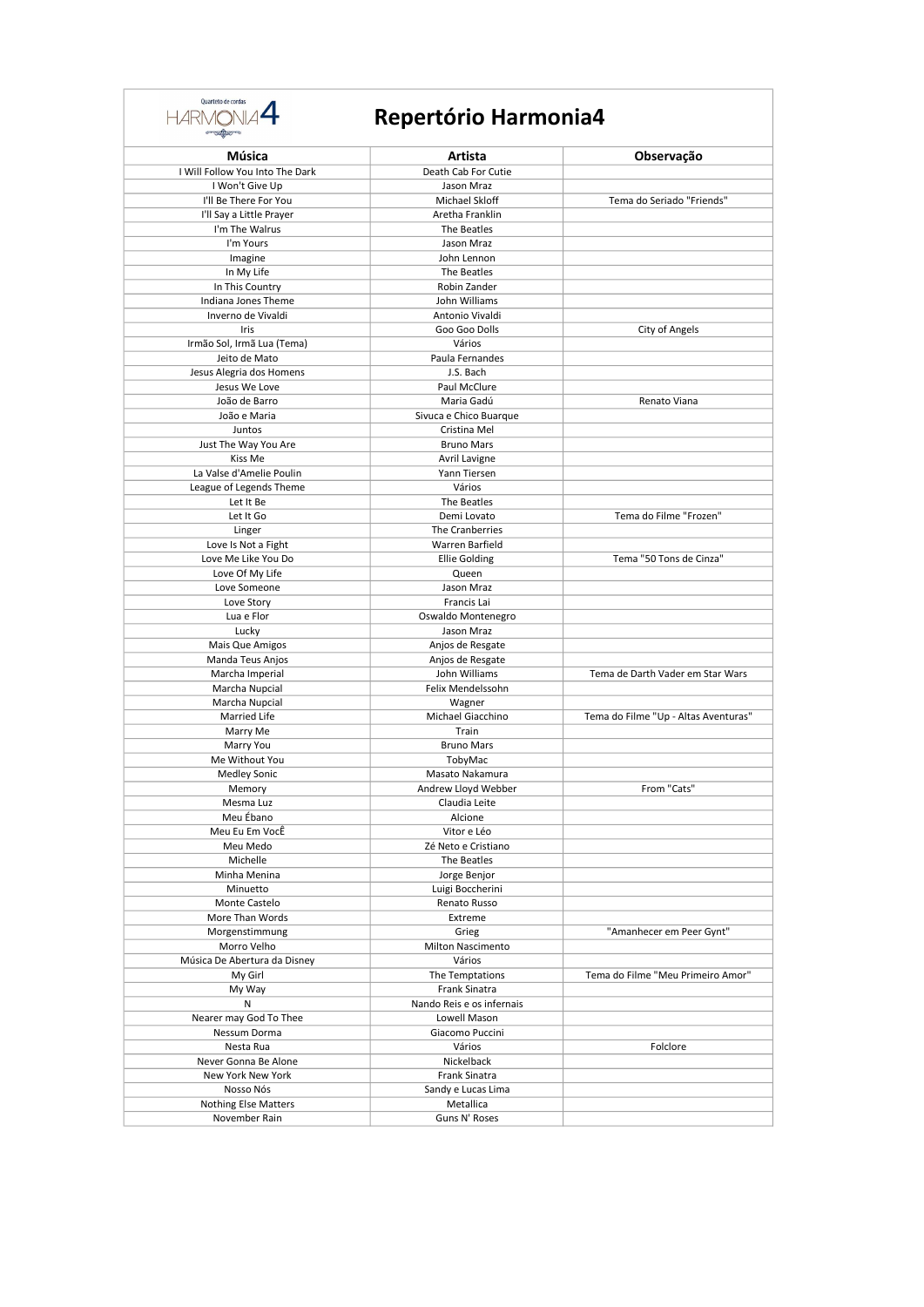# Repertório Harmonia4

| Música | Artista | Observação |
|---|---|---|
| I Will Follow You Into The Dark | Death Cab For Cutie | |
| I Won't Give Up | Jason Mraz | |
| I'll Be There For You | Michael Skloff | Tema do Seriado "Friends" |
| I'll Say a Little Prayer | Aretha Franklin | |
| I'm The Walrus | The Beatles | |
| I'm Yours | Jason Mraz | |
| Imagine | John Lennon | |
| In My Life | The Beatles | |
| In This Country | Robin Zander | |
| Indiana Jones Theme | John Williams | |
| Inverno de Vivaldi | Antonio Vivaldi | |
| Iris | Goo Goo Dolls | City of Angels |
| Irmão Sol, Irmã Lua (Tema) | Vários | |
| Jeito de Mato | Paula Fernandes | |
| Jesus Alegria dos Homens | J.S. Bach | |
| Jesus We Love | Paul McClure | |
| João de Barro | Maria Gadú | Renato Viana |
| João e Maria | Sivuca e Chico Buarque | |
| Juntos | Cristina Mel | |
| Just The Way You Are | Bruno Mars | |
| Kiss Me | Avril Lavigne | |
| La Valse d'Amelie Poulin | Yann Tiersen | |
| League of Legends Theme | Vários | |
| Let It Be | The Beatles | |
| Let It Go | Demi Lovato | Tema do Filme "Frozen" |
| Linger | The Cranberries | |
| Love Is Not a Fight | Warren Barfield | |
| Love Me Like You Do | Ellie Golding | Tema "50 Tons de Cinza" |
| Love Of My Life | Queen | |
| Love Someone | Jason Mraz | |
| Love Story | Francis Lai | |
| Lua e Flor | Oswaldo Montenegro | |
| Lucky | Jason Mraz | |
| Mais Que Amigos | Anjos de Resgate | |
| Manda Teus Anjos | Anjos de Resgate | |
| Marcha Imperial | John Williams | Tema de Darth Vader em Star Wars |
| Marcha Nupcial | Felix Mendelssohn | |
| Marcha Nupcial | Wagner | |
| Married Life | Michael Giacchino | Tema do Filme "Up - Altas Aventuras" |
| Marry Me | Train | |
| Marry You | Bruno Mars | |
| Me Without You | TobyMac | |
| Medley Sonic | Masato Nakamura | |
| Memory | Andrew Lloyd Webber | From "Cats" |
| Mesma Luz | Claudia Leite | |
| Meu Ébano | Alcione | |
| Meu Eu Em VocÊ | Vitor e Léo | |
| Meu Medo | Zé Neto e Cristiano | |
| Michelle | The Beatles | |
| Minha Menina | Jorge Benjor | |
| Minuetto | Luigi Boccherini | |
| Monte Castelo | Renato Russo | |
| More Than Words | Extreme | |
| Morgenstimmung | Grieg | "Amanhecer em Peer Gynt" |
| Morro Velho | Milton Nascimento | |
| Música De Abertura da Disney | Vários | |
| My Girl | The Temptations | Tema do Filme "Meu Primeiro Amor" |
| My Way | Frank Sinatra | |
| N | Nando Reis e os infernais | |
| Nearer may God To Thee | Lowell Mason | |
| Nessum Dorma | Giacomo Puccini | |
| Nesta Rua | Vários | Folclore |
| Never Gonna Be Alone | Nickelback | |
| New York New York | Frank Sinatra | |
| Nosso Nós | Sandy e Lucas Lima | |
| Nothing Else Matters | Metallica | |
| November Rain | Guns N' Roses | |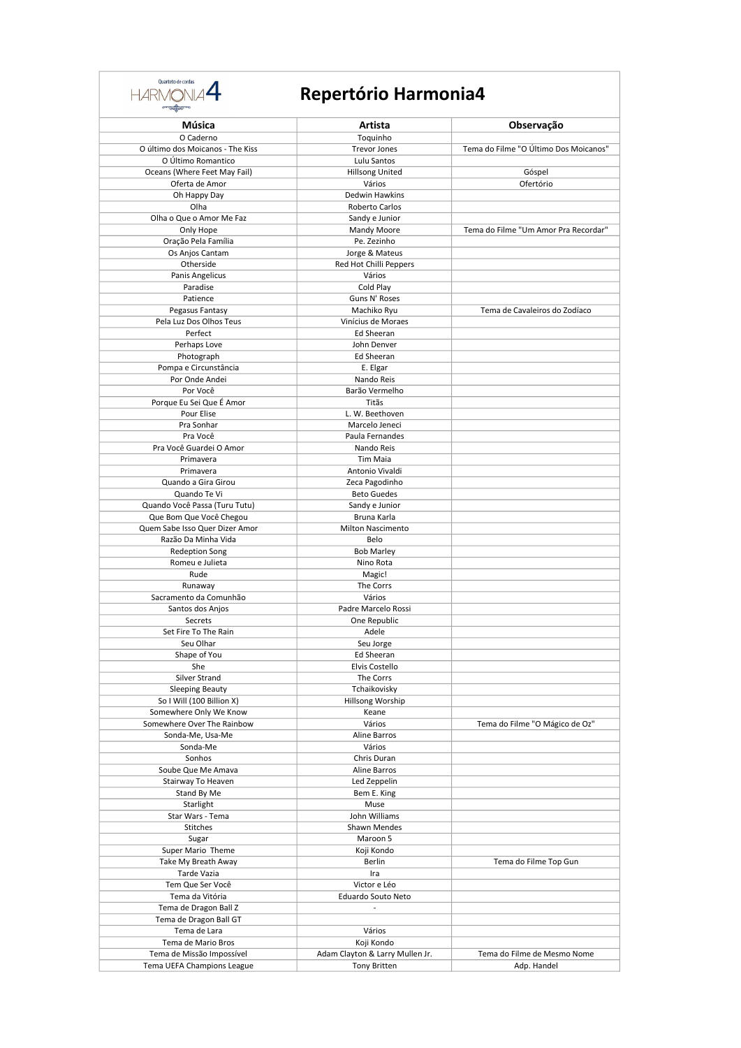# Repertório Harmonia4

| Música | Artista | Observação |
|---|---|---|
| O Caderno | Toquinho | |
| O último dos Moicanos - The Kiss | Trevor Jones | Tema do Filme "O Último Dos Moicanos" |
| O Último Romantico | Lulu Santos | |
| Oceans (Where Feet May Fail) | Hillsong United | Góspel |
| Oferta de Amor | Vários | Ofertório |
| Oh Happy Day | Dedwin Hawkins | |
| Olha | Roberto Carlos | |
| Olha o Que o Amor Me Faz | Sandy e Junior | |
| Only Hope | Mandy Moore | Tema do Filme "Um Amor Pra Recordar" |
| Oração Pela Família | Pe. Zezinho | |
| Os Anjos Cantam | Jorge & Mateus | |
| Otherside | Red Hot Chilli Peppers | |
| Panis Angelicus | Vários | |
| Paradise | Cold Play | |
| Patience | Guns N' Roses | |
| Pegasus Fantasy | Machiko Ryu | Tema de Cavaleiros do Zodíaco |
| Pela Luz Dos Olhos Teus | Vinícius de Moraes | |
| Perfect | Ed Sheeran | |
| Perhaps Love | John Denver | |
| Photograph | Ed Sheeran | |
| Pompa e Circunstância | E. Elgar | |
| Por Onde Andei | Nando Reis | |
| Por Você | Barão Vermelho | |
| Porque Eu Sei Que É Amor | Titãs | |
| Pour Elise | L. W. Beethoven | |
| Pra Sonhar | Marcelo Jeneci | |
| Pra Você | Paula Fernandes | |
| Pra Você Guardei O Amor | Nando Reis | |
| Primavera | Tim Maia | |
| Primavera | Antonio Vivaldi | |
| Quando a Gira Girou | Zeca Pagodinho | |
| Quando Te Vi | Beto Guedes | |
| Quando Você Passa (Turu Tutu) | Sandy e Junior | |
| Que Bom Que Você Chegou | Bruna Karla | |
| Quem Sabe Isso Quer Dizer Amor | Milton Nascimento | |
| Razão Da Minha Vida | Belo | |
| Redeption Song | Bob Marley | |
| Romeu e Julieta | Nino Rota | |
| Rude | Magic! | |
| Runaway | The Corrs | |
| Sacramento da Comunhão | Vários | |
| Santos dos Anjos | Padre Marcelo Rossi | |
| Secrets | One Republic | |
| Set Fire To The Rain | Adele | |
| Seu Olhar | Seu Jorge | |
| Shape of You | Ed Sheeran | |
| She | Elvis Costello | |
| Silver Strand | The Corrs | |
| Sleeping Beauty | Tchaikovisky | |
| So I Will (100 Billion X) | Hillsong Worship | |
| Somewhere Only We Know | Keane | |
| Somewhere Over The Rainbow | Vários | Tema do Filme "O Mágico de Oz" |
| Sonda-Me, Usa-Me | Aline Barros | |
| Sonda-Me | Vários | |
| Sonhos | Chris Duran | |
| Soube Que Me Amava | Aline Barros | |
| Stairway To Heaven | Led Zeppelin | |
| Stand By Me | Bem E. King | |
| Starlight | Muse | |
| Star Wars - Tema | John Williams | |
| Stitches | Shawn Mendes | |
| Sugar | Maroon 5 | |
| Super Mario Theme | Koji Kondo | |
| Take My Breath Away | Berlin | Tema do Filme Top Gun |
| Tarde Vazia | Ira | |
| Tem Que Ser Você | Victor e Léo | |
| Tema da Vitória | Eduardo Souto Neto | |
| Tema de Dragon Ball Z | - | |
| Tema de Dragon Ball GT | | |
| Tema de Lara | Vários | |
| Tema de Mario Bros | Koji Kondo | |
| Tema de Missão Impossível | Adam Clayton & Larry Mullen Jr. | Tema do Filme de Mesmo Nome |
| Tema UEFA Champions League | Tony Britten | Adp. Handel |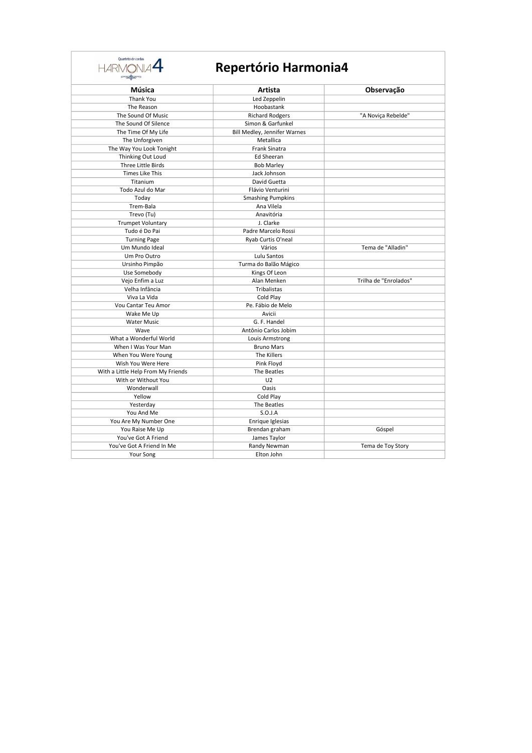# Repertório Harmonia4

| Música | Artista | Observação |
| --- | --- | --- |
| Thank You | Led Zeppelin | |
| The Reason | Hoobastank | |
| The Sound Of Music | Richard Rodgers | "A Noviça Rebelde" |
| The Sound Of Silence | Simon & Garfunkel | |
| The Time Of My Life | Bill Medley, Jennifer Warnes | |
| The Unforgiven | Metallica | |
| The Way You Look Tonight | Frank Sinatra | |
| Thinking Out Loud | Ed Sheeran | |
| Three Little Birds | Bob Marley | |
| Times Like This | Jack Johnson | |
| Titanium | David Guetta | |
| Todo Azul do Mar | Flávio Venturini | |
| Today | Smashing Pumpkins | |
| Trem-Bala | Ana Vilela | |
| Trevo (Tu) | Anavitória | |
| Trumpet Voluntary | J. Clarke | |
| Tudo é Do Pai | Padre Marcelo Rossi | |
| Turning Page | Ryab Curtis O'neal | |
| Um Mundo Ideal | Vários | Tema de "Alladin" |
| Um Pro Outro | Lulu Santos | |
| Ursinho Pimpão | Turma do Balão Mágico | |
| Use Somebody | Kings Of Leon | |
| Vejo Enfim a Luz | Alan Menken | Trilha de "Enrolados" |
| Velha Infância | Tribalistas | |
| Viva La Vida | Cold Play | |
| Vou Cantar Teu Amor | Pe. Fábio de Melo | |
| Wake Me Up | Avicii | |
| Water Music | G. F. Handel | |
| Wave | Antônio Carlos Jobim | |
| What a Wonderful World | Louis Armstrong | |
| When I Was Your Man | Bruno Mars | |
| When You Were Young | The Killers | |
| Wish You Were Here | Pink Floyd | |
| With a Little Help From My Friends | The Beatles | |
| With or Without You | U2 | |
| Wonderwall | Oasis | |
| Yellow | Cold Play | |
| Yesterday | The Beatles | |
| You And Me | S.O.J.A | |
| You Are My Number One | Enrique Iglesias | |
| You Raise Me Up | Brendan graham | Góspel |
| You've Got A Friend | James Taylor | |
| You've Got A Friend In Me | Randy Newman | Tema de Toy Story |
| Your Song | Elton John | |